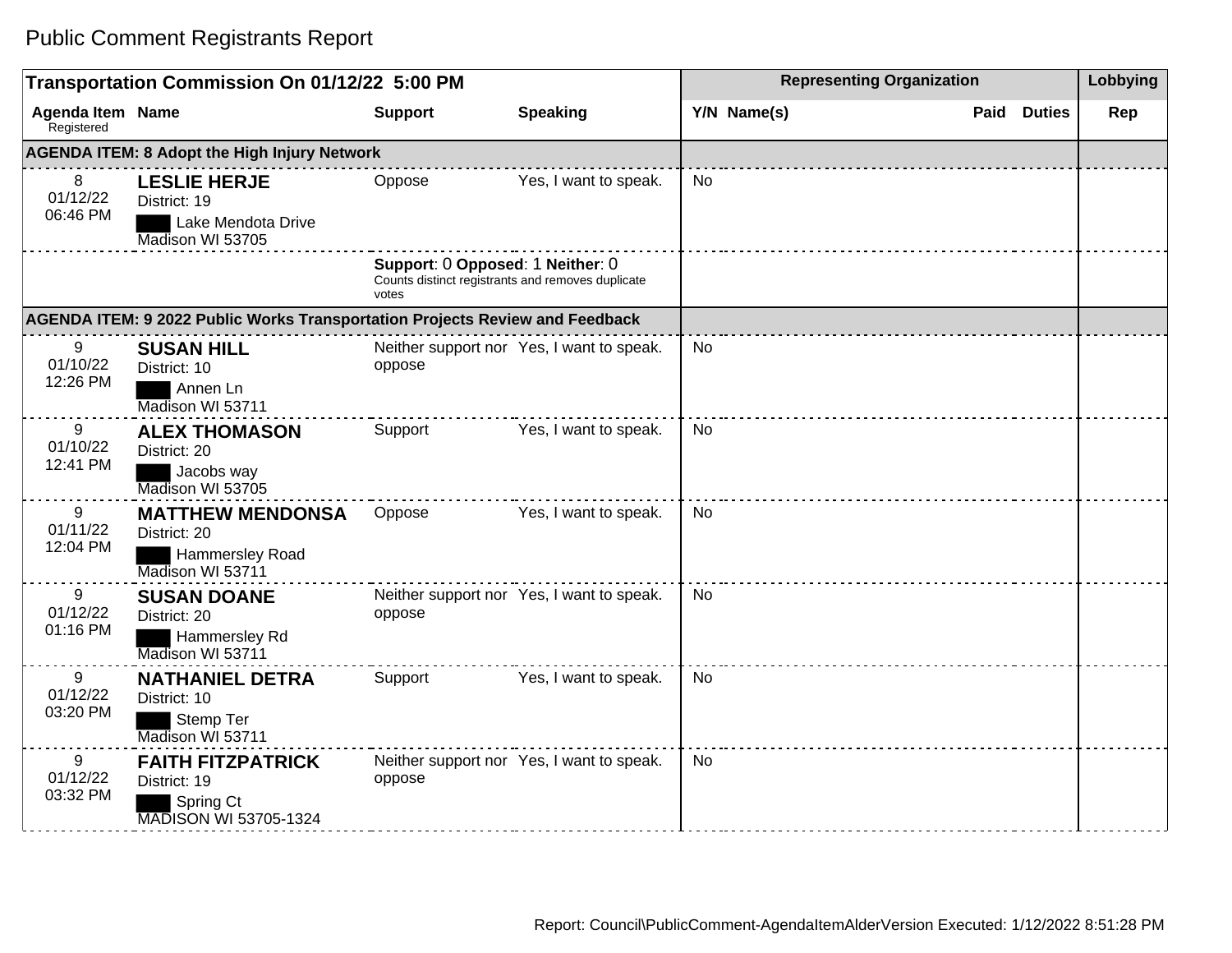# Public Comment Registrants Report

| Transportation Commission On 01/12/22 5:00 PM | | | | Representing Organization | | | | Lobbying |
|---|---|---|---|---|---|---|---|---|
| Agenda Item Registered | Name | Support | Speaking | Y/N | Name(s) | Paid | Duties | Rep |
| **AGENDA ITEM: 8 Adopt the High Injury Network** | | | | | | | | |
| 8 01/12/22 06:46 PM | **LESLIE HERJE** District: 19 ████ Lake Mendota Drive Madison WI 53705 | Oppose | Yes, I want to speak. | No | | | | |
| | | **Support**: 0 **Opposed**: 1 **Neither**: 0 Counts distinct registrants and removes duplicate votes | | | | | | |
| **AGENDA ITEM: 9 2022 Public Works Transportation Projects Review and Feedback** | | | | | | | | |
| 9 01/10/22 12:26 PM | **SUSAN HILL** District: 10 ████ Annen Ln Madison WI 53711 | Neither support nor oppose | Yes, I want to speak. | No | | | | |
| 9 01/10/22 12:41 PM | **ALEX THOMASON** District: 20 ████ Jacobs way Madison WI 53705 | Support | Yes, I want to speak. | No | | | | |
| 9 01/11/22 12:04 PM | **MATTHEW MENDONSA** District: 20 ████ Hammersley Road Madison WI 53711 | Oppose | Yes, I want to speak. | No | | | | |
| 9 01/12/22 01:16 PM | **SUSAN DOANE** District: 20 ████ Hammersley Rd Madison WI 53711 | Neither support nor oppose | Yes, I want to speak. | No | | | | |
| 9 01/12/22 03:20 PM | **NATHANIEL DETRA** District: 10 ████ Stemp Ter Madison WI 53711 | Support | Yes, I want to speak. | No | | | | |
| 9 01/12/22 03:32 PM | **FAITH FITZPATRICK** District: 19 ████ Spring Ct MADISON WI 53705-1324 | Neither support nor oppose | Yes, I want to speak. | No | | | | |

Report: Council\PublicComment-AgendaItemAlderVersion Executed: 1/12/2022 8:51:28 PM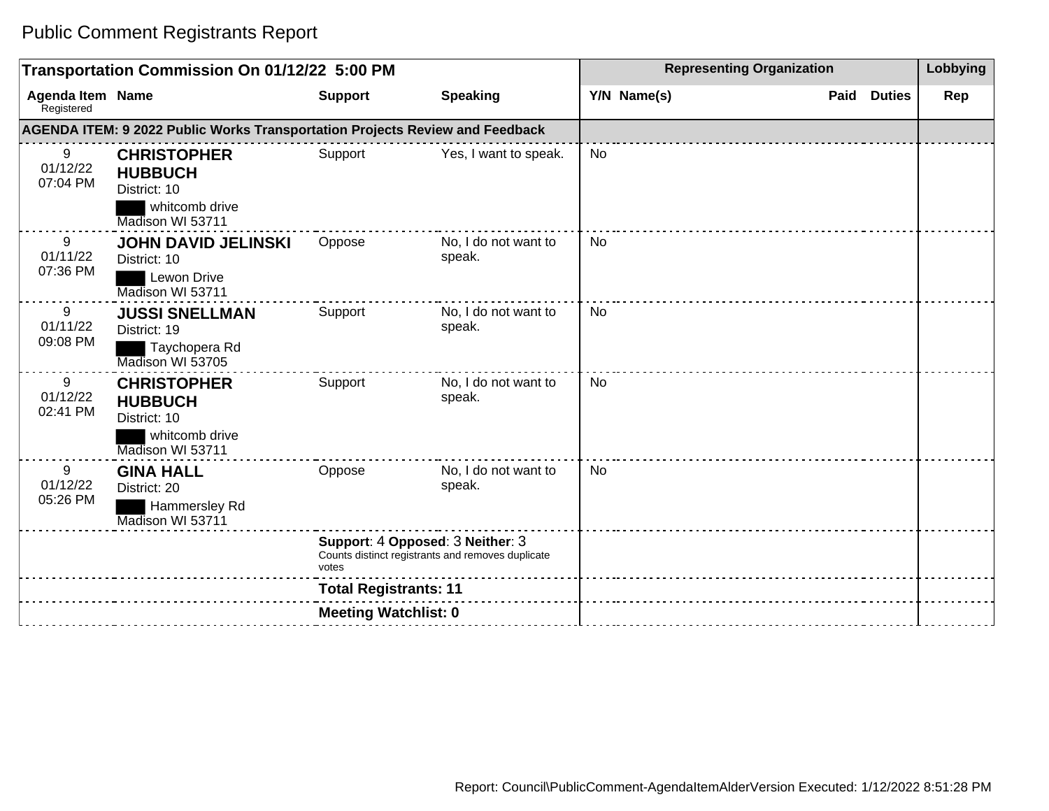Public Comment Registrants Report

| Transportation Commission On 01/12/22 5:00 PM | | | | Representing Organization | | | | Lobbying |
|---|---|---|---|---|---|---|---|---|
| Agenda Item Registered | Name | Support | Speaking | Y/N | Name(s) | Paid | Duties | Rep |
| AGENDA ITEM: 9 2022 Public Works Transportation Projects Review and Feedback | | | | | | | | |
| 9 01/12/22 07:04 PM | **CHRISTOPHER HUBBUCH** District: 10 whitcomb drive Madison WI 53711 | Support | Yes, I want to speak. | No | | | | |
| 9 01/11/22 07:36 PM | **JOHN DAVID JELINSKI** District: 10 Lewon Drive Madison WI 53711 | Oppose | No, I do not want to speak. | No | | | | |
| 9 01/11/22 09:08 PM | **JUSSI SNELLMAN** District: 19 Taychopera Rd Madison WI 53705 | Support | No, I do not want to speak. | No | | | | |
| 9 01/12/22 02:41 PM | **CHRISTOPHER HUBBUCH** District: 10 whitcomb drive Madison WI 53711 | Support | No, I do not want to speak. | No | | | | |
| 9 01/12/22 05:26 PM | **GINA HALL** District: 20 Hammersley Rd Madison WI 53711 | Oppose | No, I do not want to speak. | No | | | | |
| | | **Support**: 4 **Opposed**: 3 **Neither**: 3 Counts distinct registrants and removes duplicate votes | | | | | | |
| | | **Total Registrants: 11** | | | | | | |
| | | **Meeting Watchlist: 0** | | | | | | |

Report: Council\PublicComment-AgendaItemAlderVersion Executed: 1/12/2022 8:51:28 PM